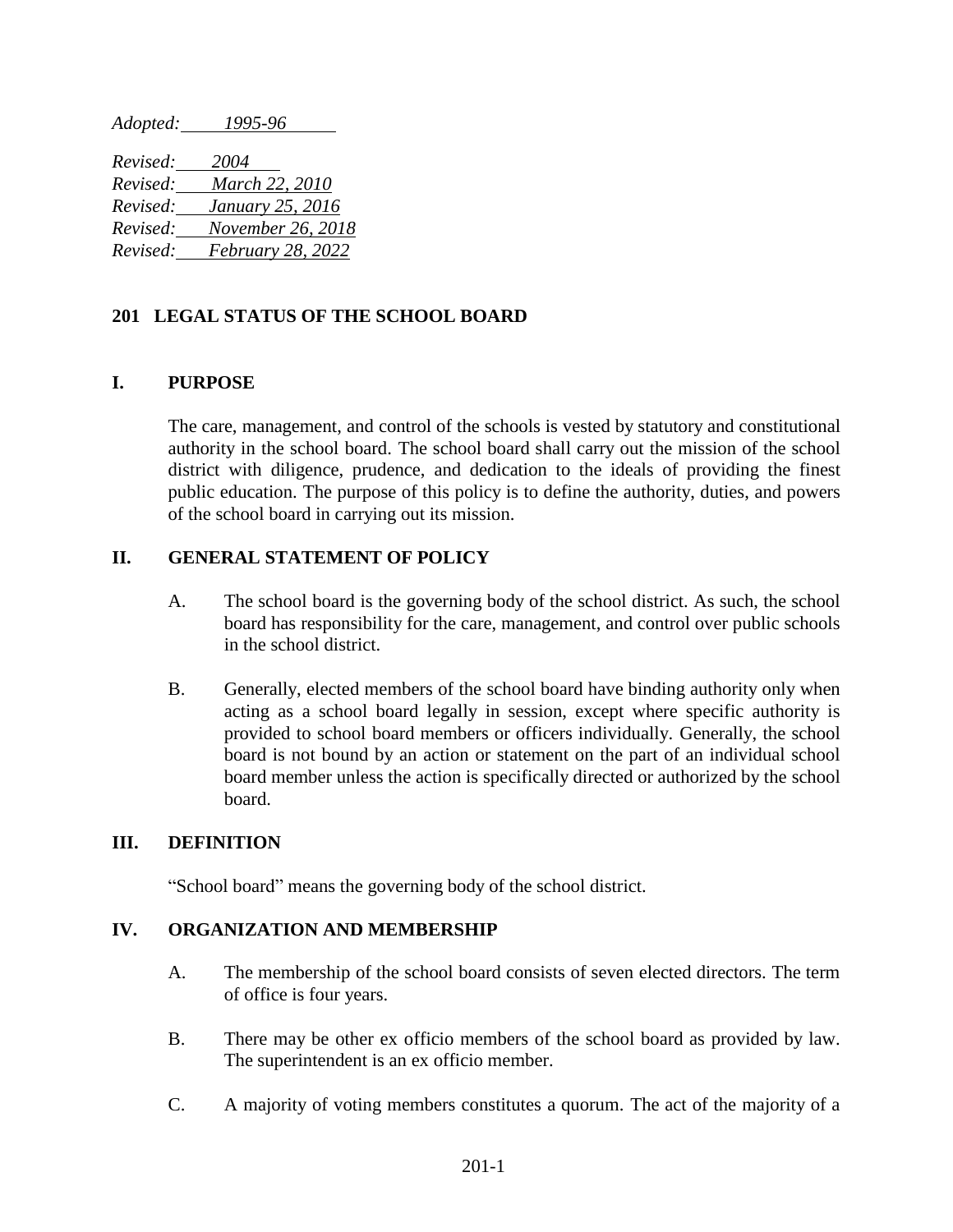*Adopted: 1995-96*

*Revised: 2004*
*Revised: March 22, 2010*
*Revised: January 25, 2016*
*Revised: November 26, 2018*
*Revised: February 28, 2022*

# 201 LEGAL STATUS OF THE SCHOOL BOARD

## I. PURPOSE

The care, management, and control of the schools is vested by statutory and constitutional authority in the school board. The school board shall carry out the mission of the school district with diligence, prudence, and dedication to the ideals of providing the finest public education. The purpose of this policy is to define the authority, duties, and powers of the school board in carrying out its mission.

## II. GENERAL STATEMENT OF POLICY

A. The school board is the governing body of the school district. As such, the school board has responsibility for the care, management, and control over public schools in the school district.

B. Generally, elected members of the school board have binding authority only when acting as a school board legally in session, except where specific authority is provided to school board members or officers individually. Generally, the school board is not bound by an action or statement on the part of an individual school board member unless the action is specifically directed or authorized by the school board.

## III. DEFINITION

"School board" means the governing body of the school district.

## IV. ORGANIZATION AND MEMBERSHIP

A. The membership of the school board consists of seven elected directors. The term of office is four years.

B. There may be other ex officio members of the school board as provided by law. The superintendent is an ex officio member.

C. A majority of voting members constitutes a quorum. The act of the majority of a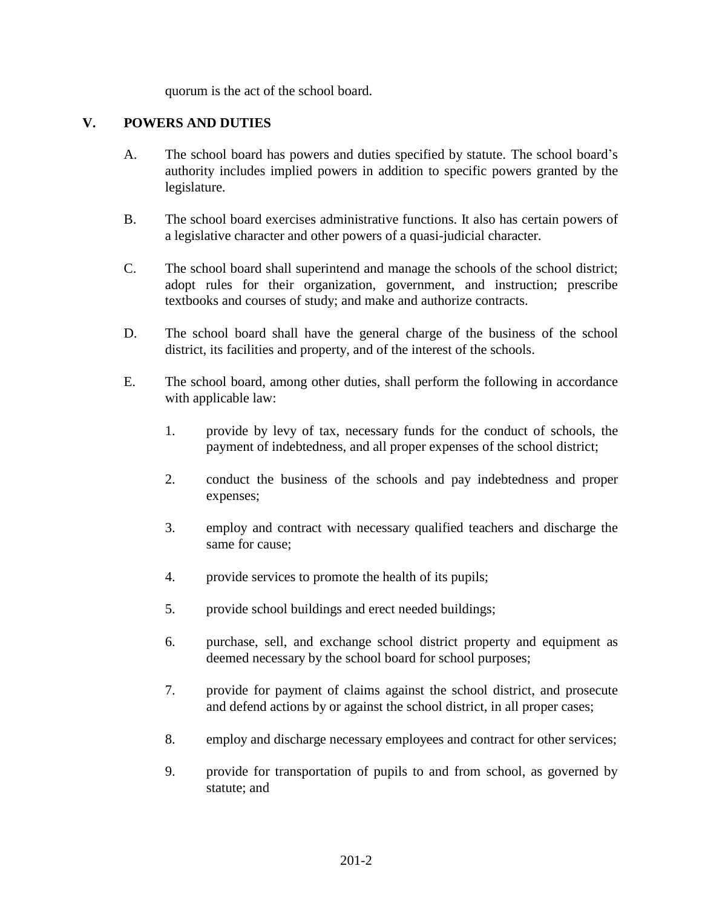quorum is the act of the school board.

## V. POWERS AND DUTIES

A. The school board has powers and duties specified by statute. The school board's authority includes implied powers in addition to specific powers granted by the legislature.

B. The school board exercises administrative functions. It also has certain powers of a legislative character and other powers of a quasi-judicial character.

C. The school board shall superintend and manage the schools of the school district; adopt rules for their organization, government, and instruction; prescribe textbooks and courses of study; and make and authorize contracts.

D. The school board shall have the general charge of the business of the school district, its facilities and property, and of the interest of the schools.

E. The school board, among other duties, shall perform the following in accordance with applicable law:

1. provide by levy of tax, necessary funds for the conduct of schools, the payment of indebtedness, and all proper expenses of the school district;

2. conduct the business of the schools and pay indebtedness and proper expenses;

3. employ and contract with necessary qualified teachers and discharge the same for cause;

4. provide services to promote the health of its pupils;

5. provide school buildings and erect needed buildings;

6. purchase, sell, and exchange school district property and equipment as deemed necessary by the school board for school purposes;

7. provide for payment of claims against the school district, and prosecute and defend actions by or against the school district, in all proper cases;

8. employ and discharge necessary employees and contract for other services;

9. provide for transportation of pupils to and from school, as governed by statute; and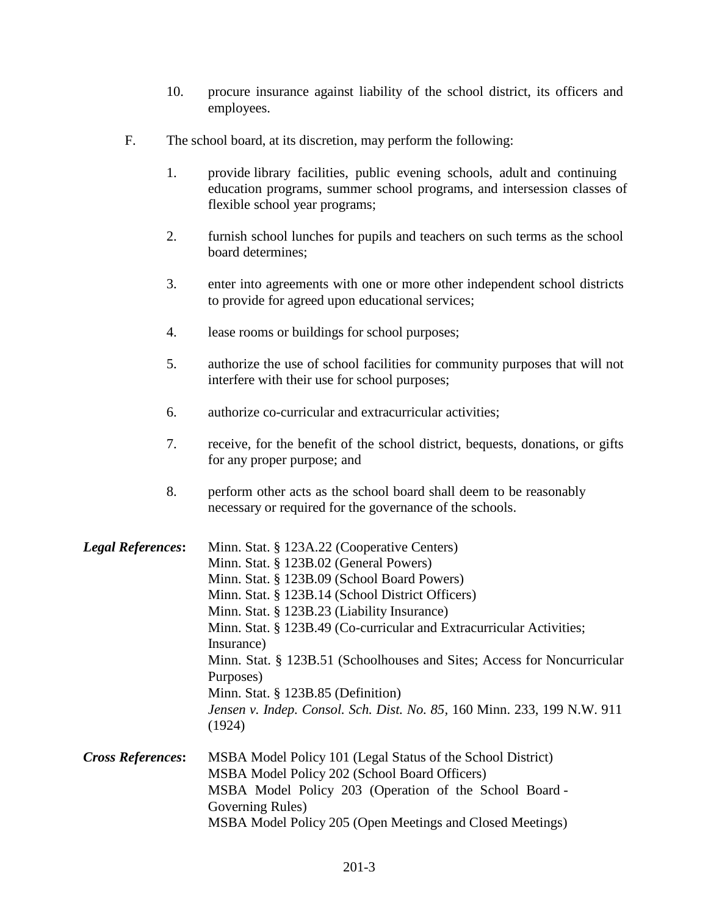10. procure insurance against liability of the school district, its officers and employees.

F. The school board, at its discretion, may perform the following:

1. provide library facilities, public evening schools, adult and continuing education programs, summer school programs, and intersession classes of flexible school year programs;

2. furnish school lunches for pupils and teachers on such terms as the school board determines;

3. enter into agreements with one or more other independent school districts to provide for agreed upon educational services;

4. lease rooms or buildings for school purposes;

5. authorize the use of school facilities for community purposes that will not interfere with their use for school purposes;

6. authorize co-curricular and extracurricular activities;

7. receive, for the benefit of the school district, bequests, donations, or gifts for any proper purpose; and

8. perform other acts as the school board shall deem to be reasonably necessary or required for the governance of the schools.

***Legal References*:**

Minn. Stat. § 123A.22 (Cooperative Centers)
Minn. Stat. § 123B.02 (General Powers)
Minn. Stat. § 123B.09 (School Board Powers)
Minn. Stat. § 123B.14 (School District Officers)
Minn. Stat. § 123B.23 (Liability Insurance)
Minn. Stat. § 123B.49 (Co-curricular and Extracurricular Activities; Insurance)
Minn. Stat. § 123B.51 (Schoolhouses and Sites; Access for Noncurricular Purposes)
Minn. Stat. § 123B.85 (Definition)
*Jensen v. Indep. Consol. Sch. Dist. No. 85*, 160 Minn. 233, 199 N.W. 911 (1924)

***Cross References*:**

MSBA Model Policy 101 (Legal Status of the School District)
MSBA Model Policy 202 (School Board Officers)
MSBA Model Policy 203 (Operation of the School Board - Governing Rules)
MSBA Model Policy 205 (Open Meetings and Closed Meetings)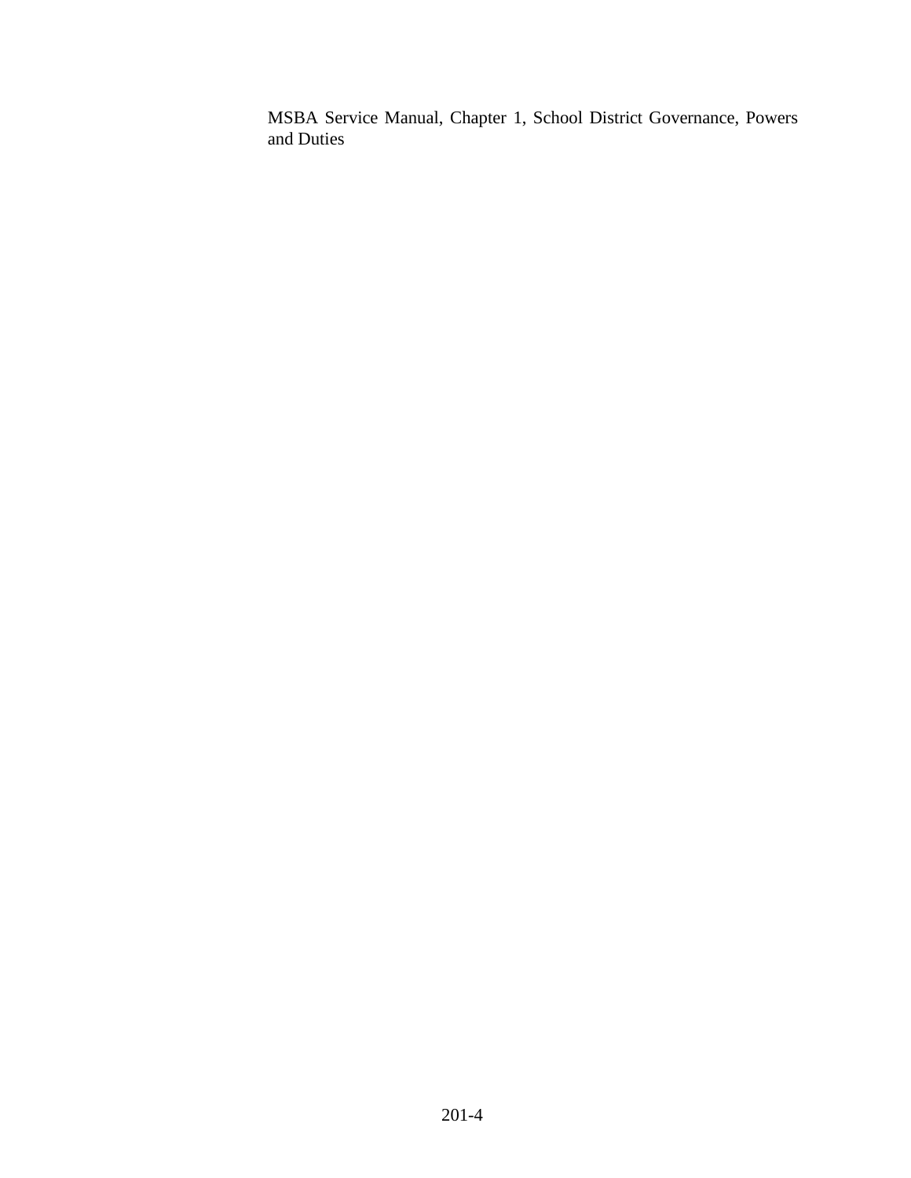MSBA Service Manual, Chapter 1, School District Governance, Powers and Duties